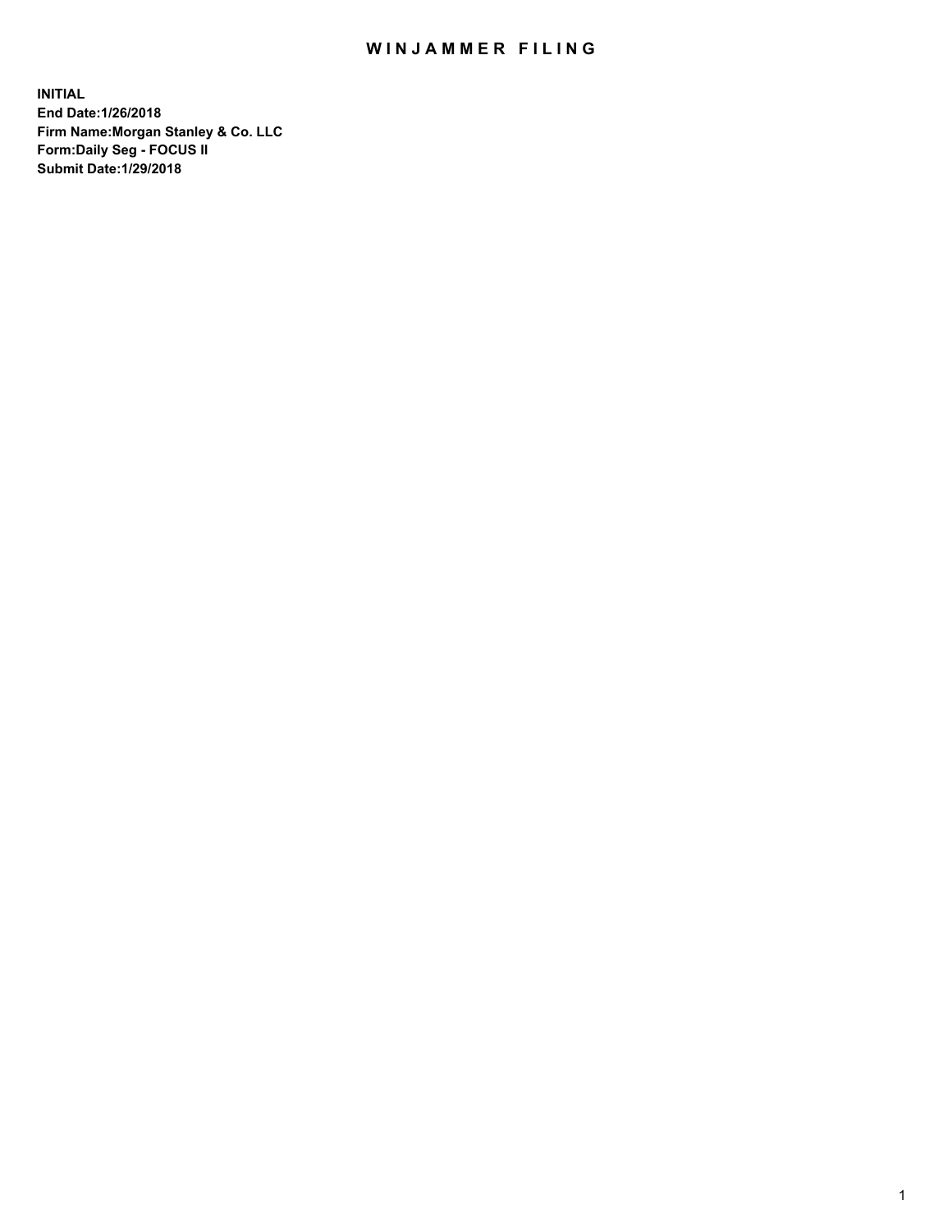# WINJAMMER FILING

**INITIAL**
**End Date:1/26/2018**
**Firm Name:Morgan Stanley & Co. LLC**
**Form:Daily Seg - FOCUS II**
**Submit Date:1/29/2018**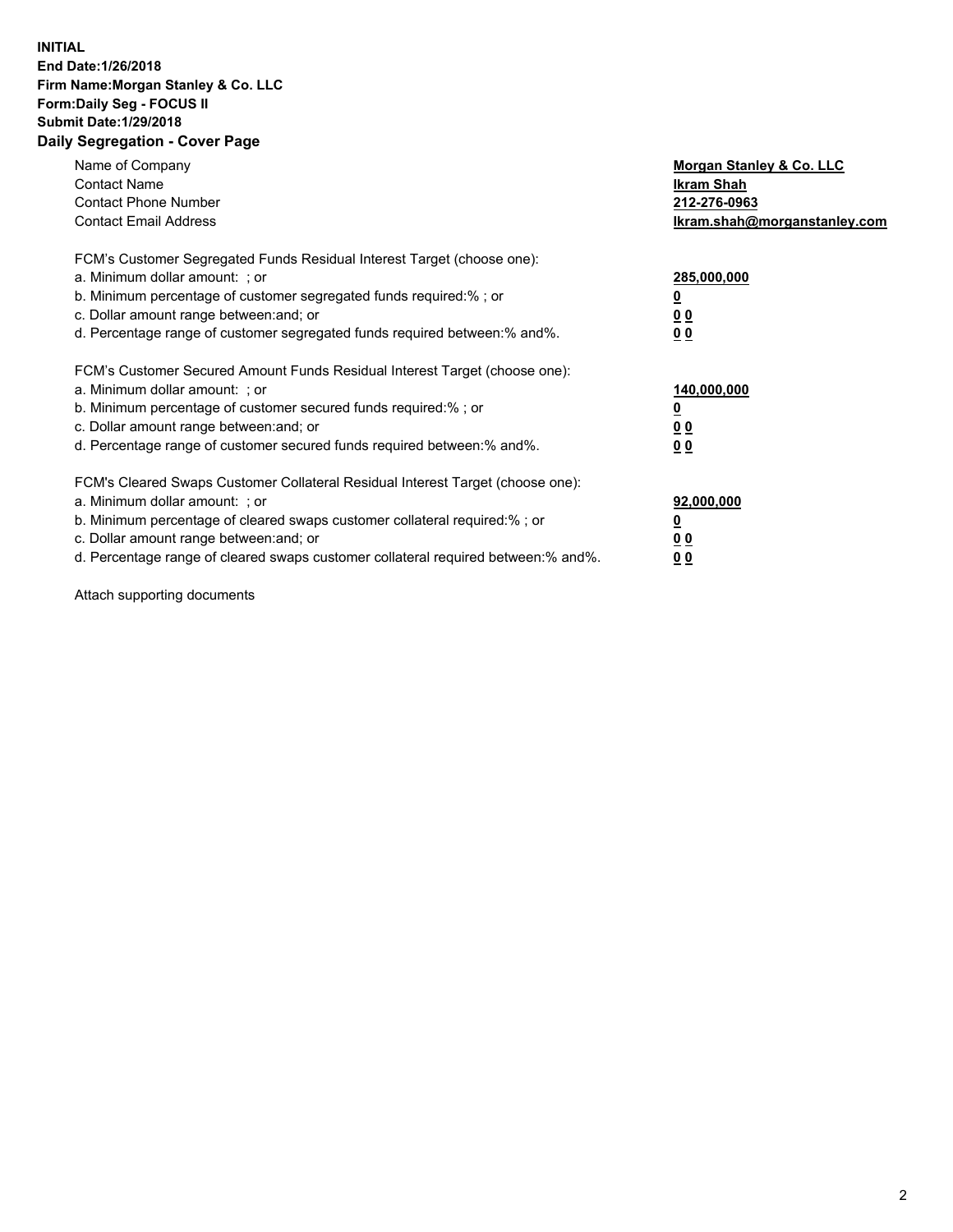**INITIAL**
**End Date:1/26/2018**
**Firm Name:Morgan Stanley & Co. LLC**
**Form:Daily Seg - FOCUS II**
**Submit Date:1/29/2018**
**Daily Segregation - Cover Page**

| | |
|---|---|
| Name of Company | **Morgan Stanley & Co. LLC** |
| Contact Name | **Ikram Shah** |
| Contact Phone Number | **212-276-0963** |
| Contact Email Address | **Ikram.shah@morganstanley.com** |

| | |
|---|---|
| FCM's Customer Segregated Funds Residual Interest Target (choose one): | |
| a. Minimum dollar amount: ; or | **285,000,000** |
| b. Minimum percentage of customer segregated funds required:% ; or | **0** |
| c. Dollar amount range between:and; or | **0 0** |
| d. Percentage range of customer segregated funds required between:% and%. | **0 0** |

| | |
|---|---|
| FCM's Customer Secured Amount Funds Residual Interest Target (choose one): | |
| a. Minimum dollar amount: ; or | **140,000,000** |
| b. Minimum percentage of customer secured funds required:% ; or | **0** |
| c. Dollar amount range between:and; or | **0 0** |
| d. Percentage range of customer secured funds required between:% and%. | **0 0** |

| | |
|---|---|
| FCM's Cleared Swaps Customer Collateral Residual Interest Target (choose one): | |
| a. Minimum dollar amount: ; or | **92,000,000** |
| b. Minimum percentage of cleared swaps customer collateral required:% ; or | **0** |
| c. Dollar amount range between:and; or | **0 0** |
| d. Percentage range of cleared swaps customer collateral required between:% and%. | **0 0** |

Attach supporting documents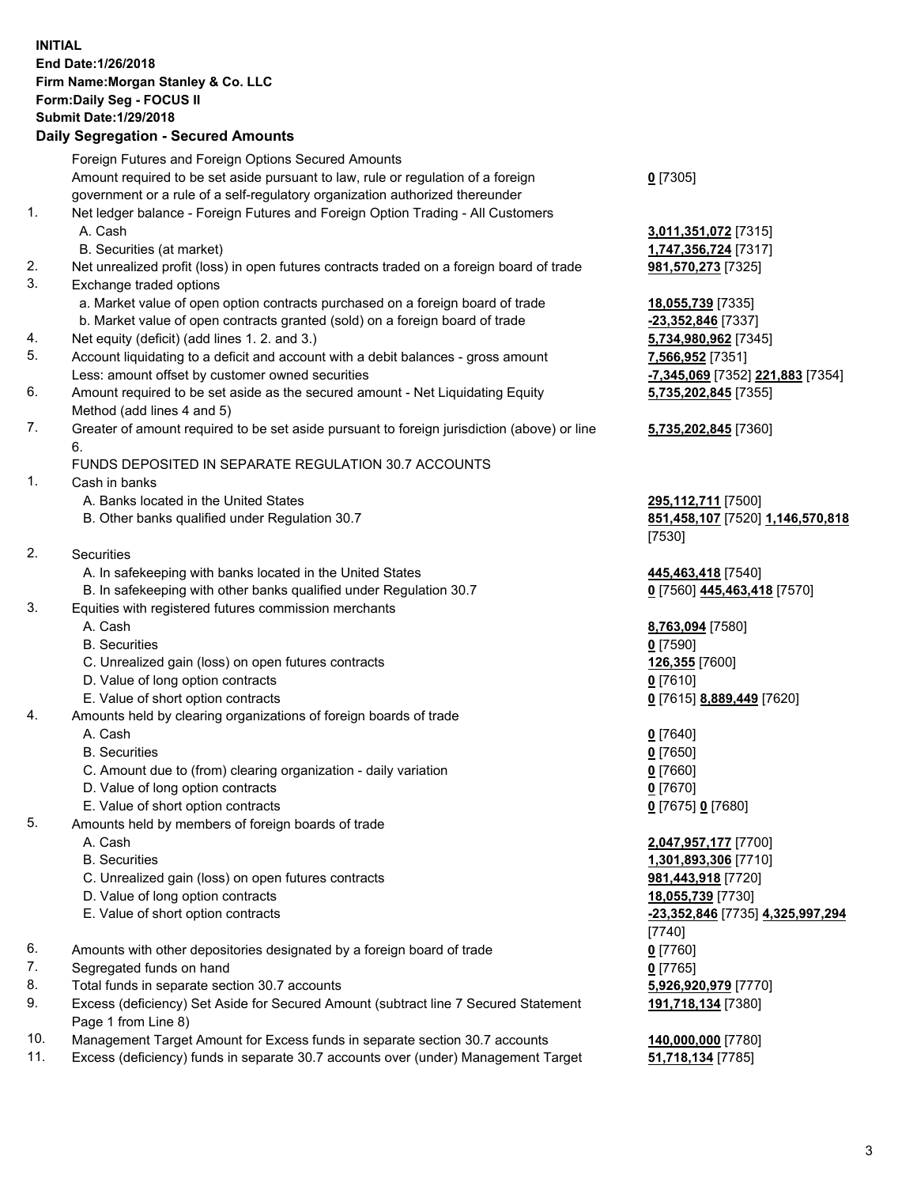**INITIAL**
**End Date:1/26/2018**
**Firm Name:Morgan Stanley & Co. LLC**
**Form:Daily Seg - FOCUS II**
**Submit Date:1/29/2018**

## Daily Segregation - Secured Amounts

| | | |
|---|---|---|
| | Foreign Futures and Foreign Options Secured Amounts | |
| | Amount required to be set aside pursuant to law, rule or regulation of a foreign government or a rule of a self-regulatory organization authorized thereunder | **0** [7305] |
| 1. | Net ledger balance - Foreign Futures and Foreign Option Trading - All Customers | |
| | A. Cash | **3,011,351,072** [7315] |
| | B. Securities (at market) | **1,747,356,724** [7317] |
| 2. | Net unrealized profit (loss) in open futures contracts traded on a foreign board of trade | **981,570,273** [7325] |
| 3. | Exchange traded options | |
| | a. Market value of open option contracts purchased on a foreign board of trade | **18,055,739** [7335] |
| | b. Market value of open contracts granted (sold) on a foreign board of trade | **-23,352,846** [7337] |
| 4. | Net equity (deficit) (add lines 1. 2. and 3.) | **5,734,980,962** [7345] |
| 5. | Account liquidating to a deficit and account with a debit balances - gross amount | **7,566,952** [7351] |
| | Less: amount offset by customer owned securities | **-7,345,069** [7352] **221,883** [7354] |
| 6. | Amount required to be set aside as the secured amount - Net Liquidating Equity Method (add lines 4 and 5) | **5,735,202,845** [7355] |
| 7. | Greater of amount required to be set aside pursuant to foreign jurisdiction (above) or line 6. | **5,735,202,845** [7360] |
| | FUNDS DEPOSITED IN SEPARATE REGULATION 30.7 ACCOUNTS | |
| 1. | Cash in banks | |
| | A. Banks located in the United States | **295,112,711** [7500] |
| | B. Other banks qualified under Regulation 30.7 | **851,458,107** [7520] **1,146,570,818** [7530] |
| 2. | Securities | |
| | A. In safekeeping with banks located in the United States | **445,463,418** [7540] |
| | B. In safekeeping with other banks qualified under Regulation 30.7 | **0** [7560] **445,463,418** [7570] |
| 3. | Equities with registered futures commission merchants | |
| | A. Cash | **8,763,094** [7580] |
| | B. Securities | **0** [7590] |
| | C. Unrealized gain (loss) on open futures contracts | **126,355** [7600] |
| | D. Value of long option contracts | **0** [7610] |
| | E. Value of short option contracts | **0** [7615] **8,889,449** [7620] |
| 4. | Amounts held by clearing organizations of foreign boards of trade | |
| | A. Cash | **0** [7640] |
| | B. Securities | **0** [7650] |
| | C. Amount due to (from) clearing organization - daily variation | **0** [7660] |
| | D. Value of long option contracts | **0** [7670] |
| | E. Value of short option contracts | **0** [7675] **0** [7680] |
| 5. | Amounts held by members of foreign boards of trade | |
| | A. Cash | **2,047,957,177** [7700] |
| | B. Securities | **1,301,893,306** [7710] |
| | C. Unrealized gain (loss) on open futures contracts | **981,443,918** [7720] |
| | D. Value of long option contracts | **18,055,739** [7730] |
| | E. Value of short option contracts | **-23,352,846** [7735] **4,325,997,294** [7740] |
| 6. | Amounts with other depositories designated by a foreign board of trade | **0** [7760] |
| 7. | Segregated funds on hand | **0** [7765] |
| 8. | Total funds in separate section 30.7 accounts | **5,926,920,979** [7770] |
| 9. | Excess (deficiency) Set Aside for Secured Amount (subtract line 7 Secured Statement Page 1 from Line 8) | **191,718,134** [7380] |
| 10. | Management Target Amount for Excess funds in separate section 30.7 accounts | **140,000,000** [7780] |
| 11. | Excess (deficiency) funds in separate 30.7 accounts over (under) Management Target | **51,718,134** [7785] |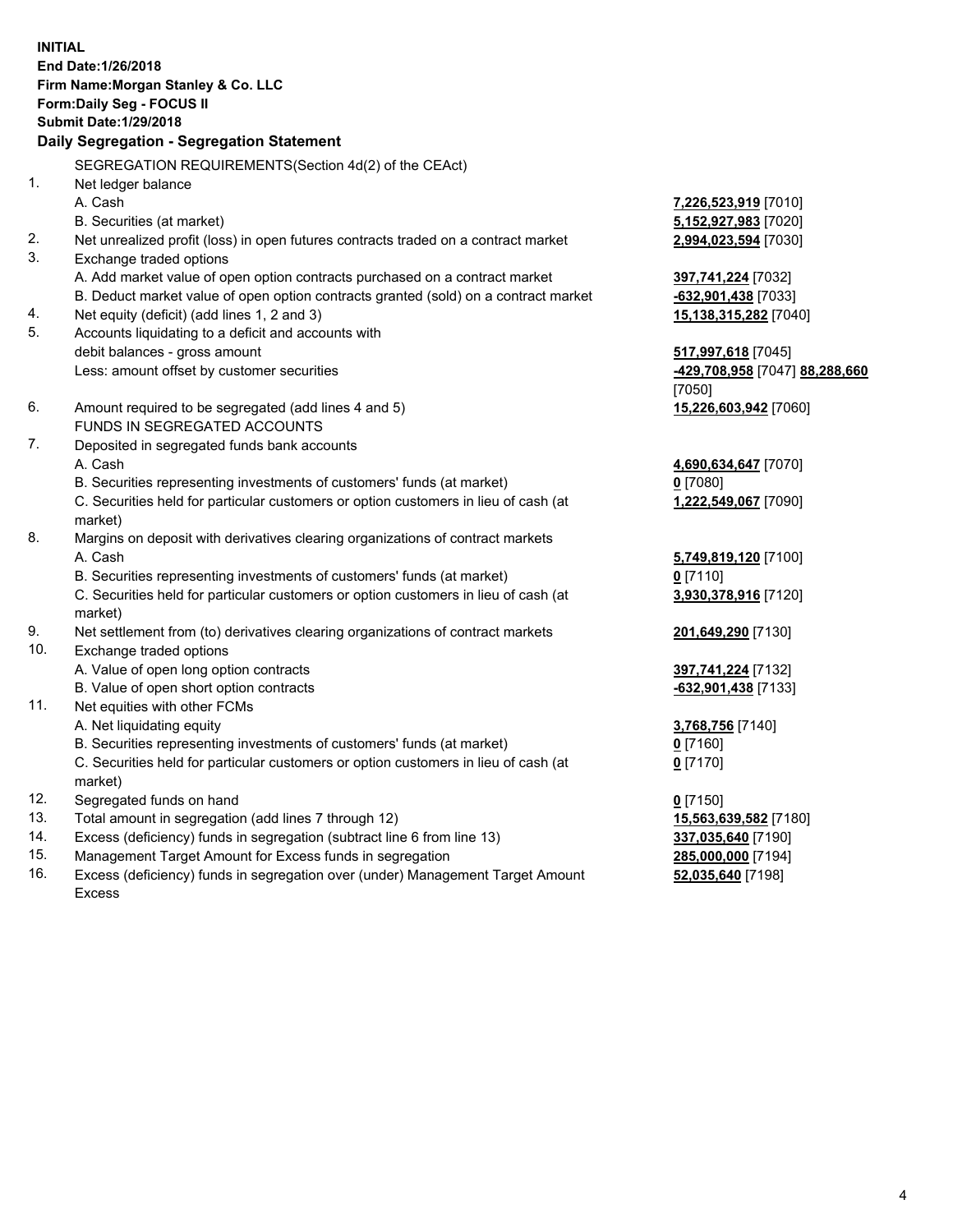**INITIAL**
**End Date:1/26/2018**
**Firm Name:Morgan Stanley & Co. LLC**
**Form:Daily Seg - FOCUS II**
**Submit Date:1/29/2018**

**Daily Segregation - Segregation Statement**

SEGREGATION REQUIREMENTS(Section 4d(2) of the CEAct)

| | | |
|---|---|---|
| 1. | Net ledger balance | |
| | A. Cash | **7,226,523,919** [7010] |
| | B. Securities (at market) | **5,152,927,983** [7020] |
| 2. | Net unrealized profit (loss) in open futures contracts traded on a contract market | **2,994,023,594** [7030] |
| 3. | Exchange traded options | |
| | A. Add market value of open option contracts purchased on a contract market | **397,741,224** [7032] |
| | B. Deduct market value of open option contracts granted (sold) on a contract market | **-632,901,438** [7033] |
| 4. | Net equity (deficit) (add lines 1, 2 and 3) | **15,138,315,282** [7040] |
| 5. | Accounts liquidating to a deficit and accounts with debit balances - gross amount | **517,997,618** [7045] |
| | Less: amount offset by customer securities | **-429,708,958** [7047] **88,288,660** [7050] |
| 6. | Amount required to be segregated (add lines 4 and 5) | **15,226,603,942** [7060] |
| | FUNDS IN SEGREGATED ACCOUNTS | |
| 7. | Deposited in segregated funds bank accounts | |
| | A. Cash | **4,690,634,647** [7070] |
| | B. Securities representing investments of customers' funds (at market) | **0** [7080] |
| | C. Securities held for particular customers or option customers in lieu of cash (at market) | **1,222,549,067** [7090] |
| 8. | Margins on deposit with derivatives clearing organizations of contract markets | |
| | A. Cash | **5,749,819,120** [7100] |
| | B. Securities representing investments of customers' funds (at market) | **0** [7110] |
| | C. Securities held for particular customers or option customers in lieu of cash (at market) | **3,930,378,916** [7120] |
| 9. | Net settlement from (to) derivatives clearing organizations of contract markets | **201,649,290** [7130] |
| 10. | Exchange traded options | |
| | A. Value of open long option contracts | **397,741,224** [7132] |
| | B. Value of open short option contracts | **-632,901,438** [7133] |
| 11. | Net equities with other FCMs | |
| | A. Net liquidating equity | **3,768,756** [7140] |
| | B. Securities representing investments of customers' funds (at market) | **0** [7160] |
| | C. Securities held for particular customers or option customers in lieu of cash (at market) | **0** [7170] |
| 12. | Segregated funds on hand | **0** [7150] |
| 13. | Total amount in segregation (add lines 7 through 12) | **15,563,639,582** [7180] |
| 14. | Excess (deficiency) funds in segregation (subtract line 6 from line 13) | **337,035,640** [7190] |
| 15. | Management Target Amount for Excess funds in segregation | **285,000,000** [7194] |
| 16. | Excess (deficiency) funds in segregation over (under) Management Target Amount Excess | **52,035,640** [7198] |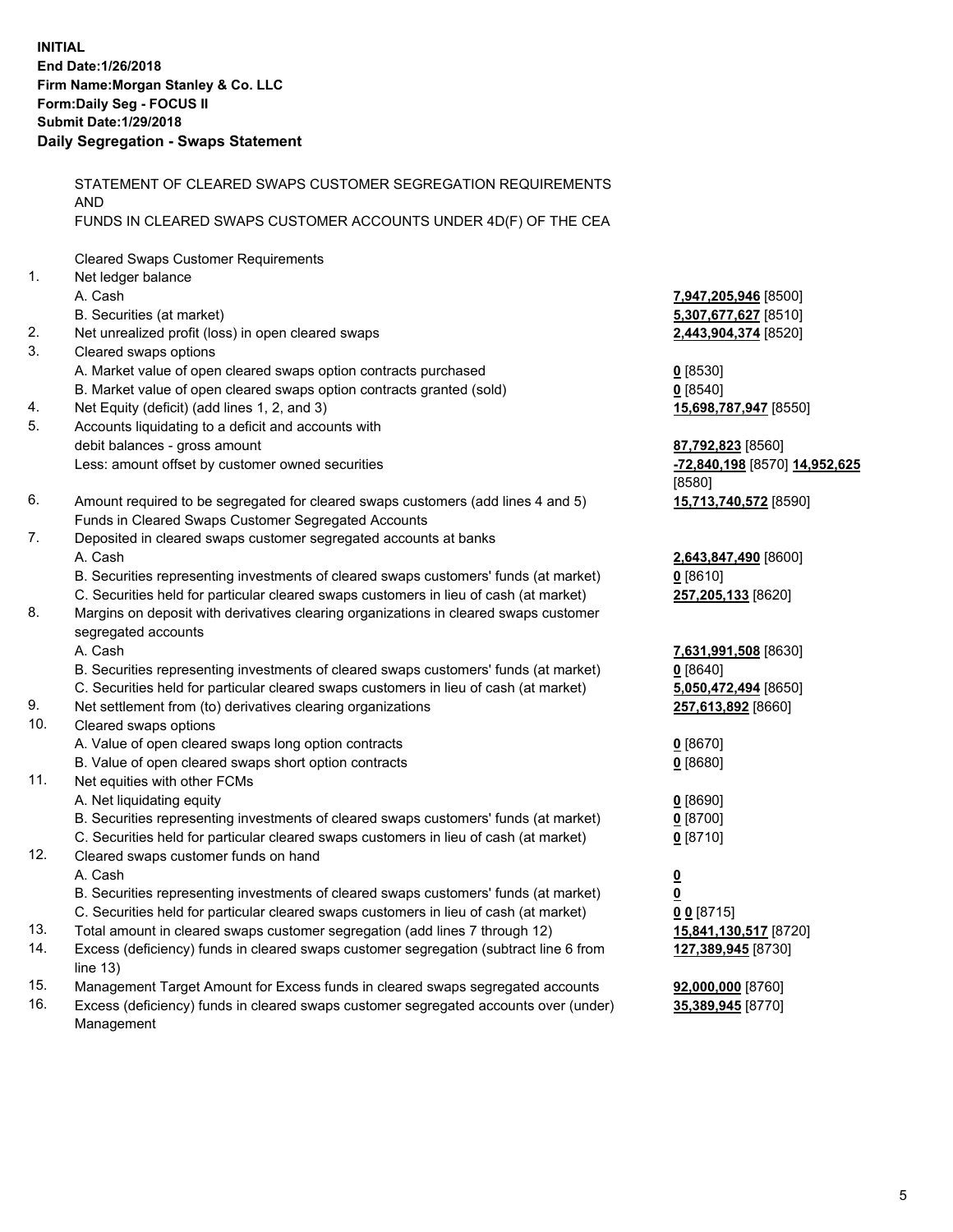**INITIAL**
**End Date:1/26/2018**
**Firm Name:Morgan Stanley & Co. LLC**
**Form:Daily Seg - FOCUS II**
**Submit Date:1/29/2018**
**Daily Segregation - Swaps Statement**

STATEMENT OF CLEARED SWAPS CUSTOMER SEGREGATION REQUIREMENTS AND FUNDS IN CLEARED SWAPS CUSTOMER ACCOUNTS UNDER 4D(F) OF THE CEA

| | | |
|---|---|---|
| | Cleared Swaps Customer Requirements | |
| 1. | Net ledger balance | |
| | A. Cash | **7,947,205,946** [8500] |
| | B. Securities (at market) | **5,307,677,627** [8510] |
| 2. | Net unrealized profit (loss) in open cleared swaps | **2,443,904,374** [8520] |
| 3. | Cleared swaps options | |
| | A. Market value of open cleared swaps option contracts purchased | **0** [8530] |
| | B. Market value of open cleared swaps option contracts granted (sold) | **0** [8540] |
| 4. | Net Equity (deficit) (add lines 1, 2, and 3) | **15,698,787,947** [8550] |
| 5. | Accounts liquidating to a deficit and accounts with debit balances - gross amount | **87,792,823** [8560] |
| | Less: amount offset by customer owned securities | **-72,840,198** [8570] **14,952,625** [8580] |
| 6. | Amount required to be segregated for cleared swaps customers (add lines 4 and 5) | **15,713,740,572** [8590] |
| | Funds in Cleared Swaps Customer Segregated Accounts | |
| 7. | Deposited in cleared swaps customer segregated accounts at banks | |
| | A. Cash | **2,643,847,490** [8600] |
| | B. Securities representing investments of cleared swaps customers' funds (at market) | **0** [8610] |
| | C. Securities held for particular cleared swaps customers in lieu of cash (at market) | **257,205,133** [8620] |
| 8. | Margins on deposit with derivatives clearing organizations in cleared swaps customer segregated accounts | |
| | A. Cash | **7,631,991,508** [8630] |
| | B. Securities representing investments of cleared swaps customers' funds (at market) | **0** [8640] |
| | C. Securities held for particular cleared swaps customers in lieu of cash (at market) | **5,050,472,494** [8650] |
| 9. | Net settlement from (to) derivatives clearing organizations | **257,613,892** [8660] |
| 10. | Cleared swaps options | |
| | A. Value of open cleared swaps long option contracts | **0** [8670] |
| | B. Value of open cleared swaps short option contracts | **0** [8680] |
| 11. | Net equities with other FCMs | |
| | A. Net liquidating equity | **0** [8690] |
| | B. Securities representing investments of cleared swaps customers' funds (at market) | **0** [8700] |
| | C. Securities held for particular cleared swaps customers in lieu of cash (at market) | **0** [8710] |
| 12. | Cleared swaps customer funds on hand | |
| | A. Cash | **0** |
| | B. Securities representing investments of cleared swaps customers' funds (at market) | **0** |
| | C. Securities held for particular cleared swaps customers in lieu of cash (at market) | **0** **0** [8715] |
| 13. | Total amount in cleared swaps customer segregation (add lines 7 through 12) | **15,841,130,517** [8720] |
| 14. | Excess (deficiency) funds in cleared swaps customer segregation (subtract line 6 from line 13) | **127,389,945** [8730] |
| 15. | Management Target Amount for Excess funds in cleared swaps segregated accounts | **92,000,000** [8760] |
| 16. | Excess (deficiency) funds in cleared swaps customer segregated accounts over (under) Management | **35,389,945** [8770] |